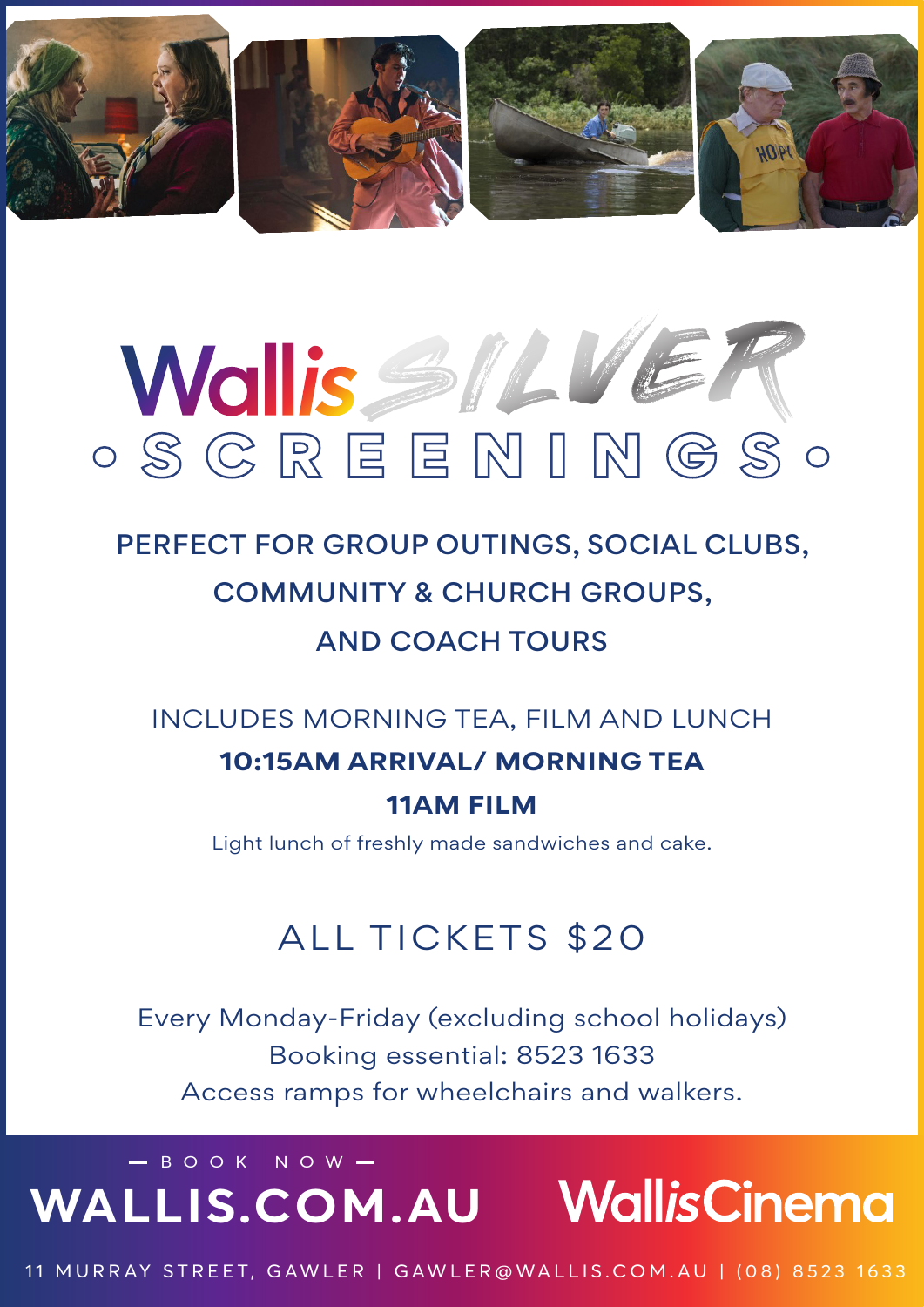# Wallis SILVER SCREENINGS

## PERFECT FOR GROUP OUTINGS, SOCIAL CLUBS, COMMUNITY & CHURCH GROUPS, AND COACH TOURS

INCLUDES MORNING TEA, FILM AND LUNCH

**10:15AM ARRIVAL/ MORNING TEA**

**11AM FILM**

Light lunch of freshly made sandwiches and cake.

## ALL TICKETS $20

Every Monday-Friday (excluding school holidays)

Booking essential: 8523 1633

Access ramps for wheelchairs and walkers.

— BOOK NOW —

**WALLIS.COM.AU**

**WallisCinema**

11 MURRAY STREET, GAWLER | GAWLER@WALLIS.COM.AU | (08) 8523 1633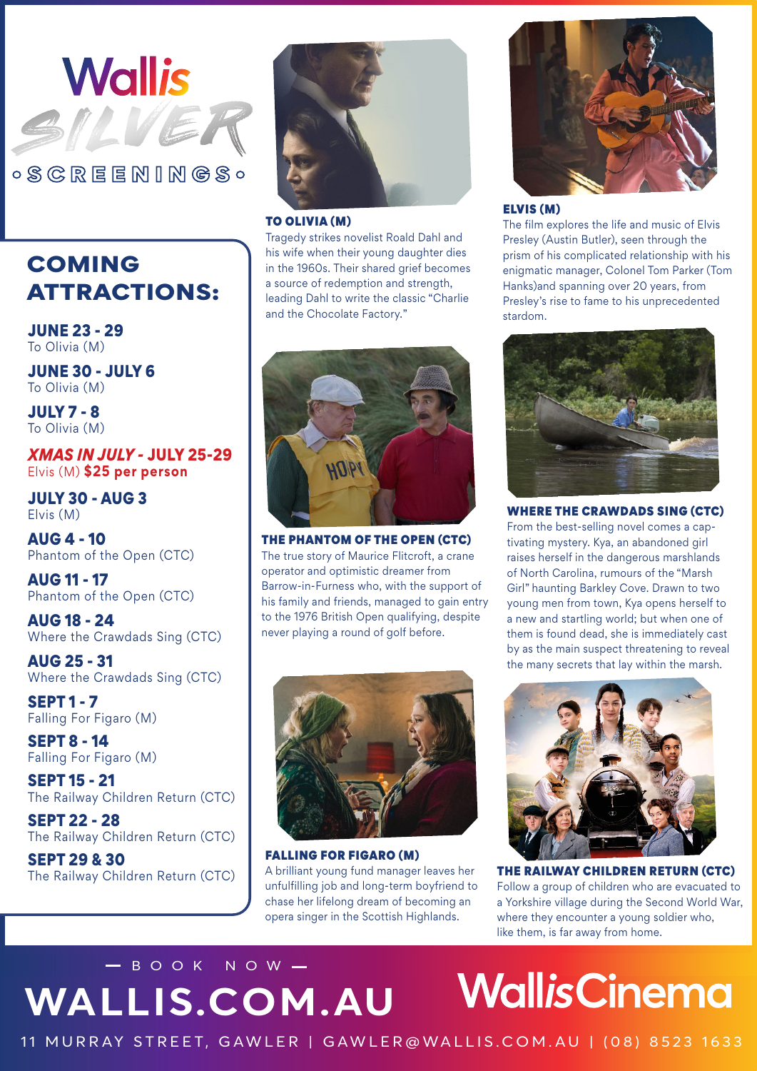# Wallis SILVER SCREENINGS

## COMING ATTRACTIONS:

**JUNE 23 - 29**
To Olivia (M)

**JUNE 30 - JULY 6**
To Olivia (M)

**JULY 7 - 8**
To Olivia (M)

***XMAS IN JULY* - JULY 25-29**
Elvis (M) **$25 per person**

**JULY 30 - AUG 3**
Elvis (M)

**AUG 4 - 10**
Phantom of the Open (CTC)

**AUG 11 - 17**
Phantom of the Open (CTC)

**AUG 18 - 24**
Where the Crawdads Sing (CTC)

**AUG 25 - 31**
Where the Crawdads Sing (CTC)

**SEPT 1 - 7**
Falling For Figaro (M)

**SEPT 8 - 14**
Falling For Figaro (M)

**SEPT 15 - 21**
The Railway Children Return (CTC)

**SEPT 22 - 28**
The Railway Children Return (CTC)

**SEPT 29 & 30**
The Railway Children Return (CTC)

### TO OLIVIA (M)

Tragedy strikes novelist Roald Dahl and his wife when their young daughter dies in the 1960s. Their shared grief becomes a source of redemption and strength, leading Dahl to write the classic "Charlie and the Chocolate Factory."

### THE PHANTOM OF THE OPEN (CTC)

The true story of Maurice Flitcroft, a crane operator and optimistic dreamer from Barrow-in-Furness who, with the support of his family and friends, managed to gain entry to the 1976 British Open qualifying, despite never playing a round of golf before.

### FALLING FOR FIGARO (M)

A brilliant young fund manager leaves her unfulfilling job and long-term boyfriend to chase her lifelong dream of becoming an opera singer in the Scottish Highlands.

### ELVIS (M)

The film explores the life and music of Elvis Presley (Austin Butler), seen through the prism of his complicated relationship with his enigmatic manager, Colonel Tom Parker (Tom Hanks)and spanning over 20 years, from Presley's rise to fame to his unprecedented stardom.

### WHERE THE CRAWDADS SING (CTC)

From the best-selling novel comes a captivating mystery. Kya, an abandoned girl raises herself in the dangerous marshlands of North Carolina, rumours of the "Marsh Girl" haunting Barkley Cove. Drawn to two young men from town, Kya opens herself to a new and startling world; but when one of them is found dead, she is immediately cast by as the main suspect threatening to reveal the many secrets that lay within the marsh.

### THE RAILWAY CHILDREN RETURN (CTC)

Follow a group of children who are evacuated to a Yorkshire village during the Second World War, where they encounter a young soldier who, like them, is far away from home.

— BOOK NOW —

**WALLIS.COM.AU**

**WallisCinema**

11 MURRAY STREET, GAWLER | GAWLER@WALLIS.COM.AU | (08) 8523 1633